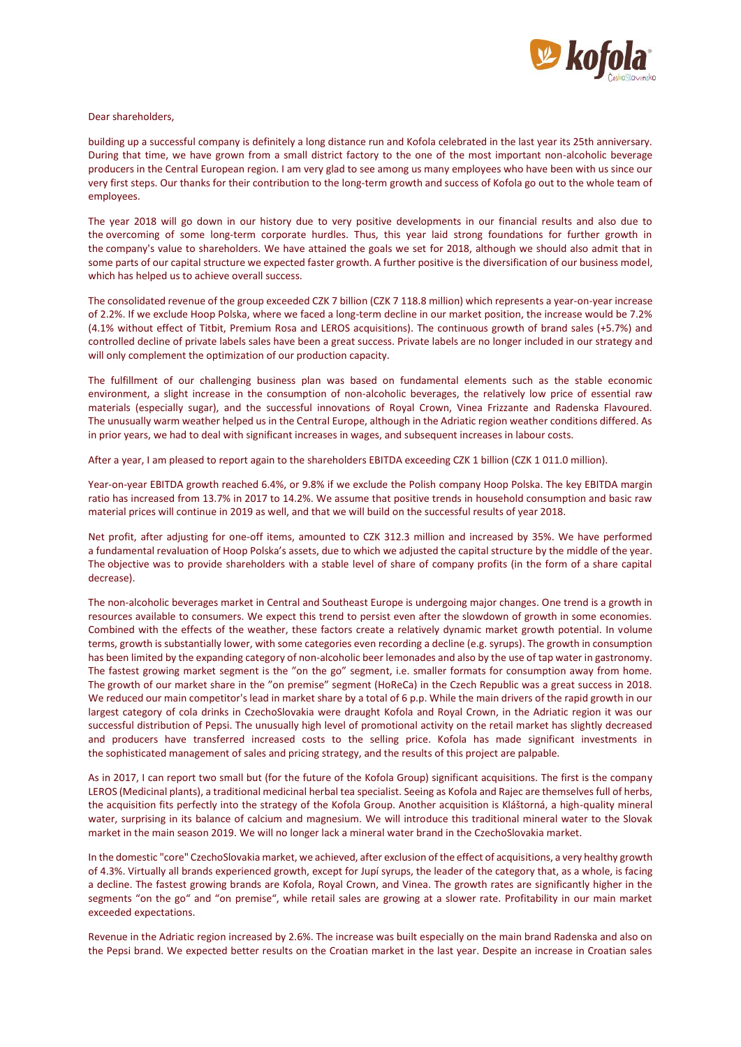Dear shareholders,

building up a successful company is definitely a long distance run and Kofola celebrated in the last year its 25th anniversary. During that time, we have grown from a small district factory to the one of the most important non-alcoholic beverage producers in the Central European region. I am very glad to see among us many employees who have been with us since our very first steps. Our thanks for their contribution to the long-term growth and success of Kofola go out to the whole team of employees.

The year 2018 will go down in our history due to very positive developments in our financial results and also due to the overcoming of some long-term corporate hurdles. Thus, this year laid strong foundations for further growth in the company's value to shareholders. We have attained the goals we set for 2018, although we should also admit that in some parts of our capital structure we expected faster growth. A further positive is the diversification of our business model, which has helped us to achieve overall success.

The consolidated revenue of the group exceeded CZK 7 billion (CZK 7 118.8 million) which represents a year-on-year increase of 2.2%. If we exclude Hoop Polska, where we faced a long-term decline in our market position, the increase would be 7.2% (4.1% without effect of Titbit, Premium Rosa and LEROS acquisitions). The continuous growth of brand sales (+5.7%) and controlled decline of private labels sales have been a great success. Private labels are no longer included in our strategy and will only complement the optimization of our production capacity.

The fulfillment of our challenging business plan was based on fundamental elements such as the stable economic environment, a slight increase in the consumption of non-alcoholic beverages, the relatively low price of essential raw materials (especially sugar), and the successful innovations of Royal Crown, Vinea Frizzante and Radenska Flavoured. The unusually warm weather helped us in the Central Europe, although in the Adriatic region weather conditions differed. As in prior years, we had to deal with significant increases in wages, and subsequent increases in labour costs.

After a year, I am pleased to report again to the shareholders EBITDA exceeding CZK 1 billion (CZK 1 011.0 million).

Year-on-year EBITDA growth reached 6.4%, or 9.8% if we exclude the Polish company Hoop Polska. The key EBITDA margin ratio has increased from 13.7% in 2017 to 14.2%. We assume that positive trends in household consumption and basic raw material prices will continue in 2019 as well, and that we will build on the successful results of year 2018.

Net profit, after adjusting for one-off items, amounted to CZK 312.3 million and increased by 35%. We have performed a fundamental revaluation of Hoop Polska's assets, due to which we adjusted the capital structure by the middle of the year. The objective was to provide shareholders with a stable level of share of company profits (in the form of a share capital decrease).

The non-alcoholic beverages market in Central and Southeast Europe is undergoing major changes. One trend is a growth in resources available to consumers. We expect this trend to persist even after the slowdown of growth in some economies. Combined with the effects of the weather, these factors create a relatively dynamic market growth potential. In volume terms, growth is substantially lower, with some categories even recording a decline (e.g. syrups). The growth in consumption has been limited by the expanding category of non-alcoholic beer lemonades and also by the use of tap water in gastronomy. The fastest growing market segment is the "on the go" segment, i.e. smaller formats for consumption away from home. The growth of our market share in the "on premise" segment (HoReCa) in the Czech Republic was a great success in 2018. We reduced our main competitor's lead in market share by a total of 6 p.p. While the main drivers of the rapid growth in our largest category of cola drinks in CzechoSlovakia were draught Kofola and Royal Crown, in the Adriatic region it was our successful distribution of Pepsi. The unusually high level of promotional activity on the retail market has slightly decreased and producers have transferred increased costs to the selling price. Kofola has made significant investments in the sophisticated management of sales and pricing strategy, and the results of this project are palpable.

As in 2017, I can report two small but (for the future of the Kofola Group) significant acquisitions. The first is the company LEROS (Medicinal plants), a traditional medicinal herbal tea specialist. Seeing as Kofola and Rajec are themselves full of herbs, the acquisition fits perfectly into the strategy of the Kofola Group. Another acquisition is Kláštorná, a high-quality mineral water, surprising in its balance of calcium and magnesium. We will introduce this traditional mineral water to the Slovak market in the main season 2019. We will no longer lack a mineral water brand in the CzechoSlovakia market.

In the domestic "core" CzechoSlovakia market, we achieved, after exclusion of the effect of acquisitions, a very healthy growth of 4.3%. Virtually all brands experienced growth, except for Jupí syrups, the leader of the category that, as a whole, is facing a decline. The fastest growing brands are Kofola, Royal Crown, and Vinea. The growth rates are significantly higher in the segments "on the go" and "on premise", while retail sales are growing at a slower rate. Profitability in our main market exceeded expectations.

Revenue in the Adriatic region increased by 2.6%. The increase was built especially on the main brand Radenska and also on the Pepsi brand. We expected better results on the Croatian market in the last year. Despite an increase in Croatian sales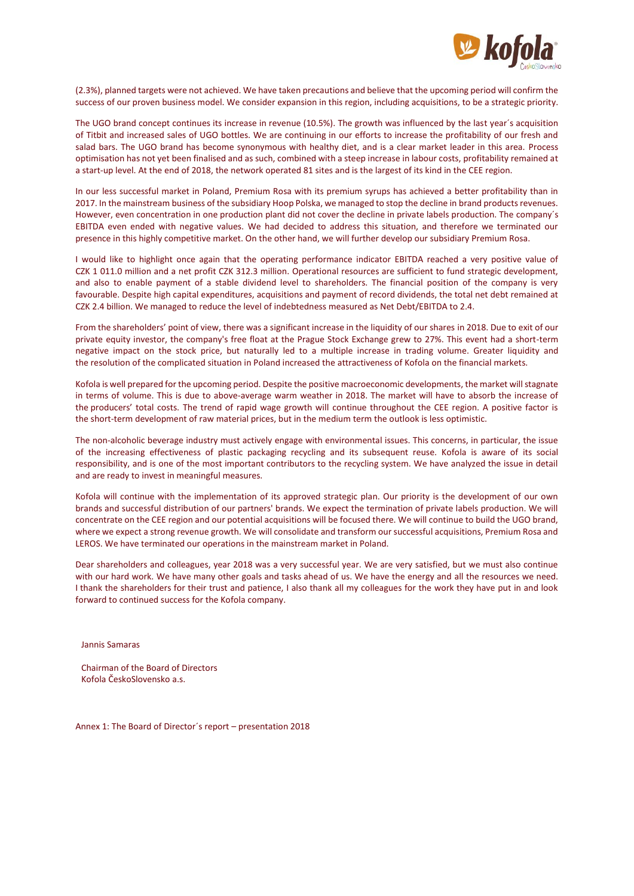(2.3%), planned targets were not achieved. We have taken precautions and believe that the upcoming period will confirm the success of our proven business model. We consider expansion in this region, including acquisitions, to be a strategic priority.

The UGO brand concept continues its increase in revenue (10.5%). The growth was influenced by the last year´s acquisition of Titbit and increased sales of UGO bottles. We are continuing in our efforts to increase the profitability of our fresh and salad bars. The UGO brand has become synonymous with healthy diet, and is a clear market leader in this area. Process optimisation has not yet been finalised and as such, combined with a steep increase in labour costs, profitability remained at a start-up level. At the end of 2018, the network operated 81 sites and is the largest of its kind in the CEE region.

In our less successful market in Poland, Premium Rosa with its premium syrups has achieved a better profitability than in 2017. In the mainstream business of the subsidiary Hoop Polska, we managed to stop the decline in brand products revenues. However, even concentration in one production plant did not cover the decline in private labels production. The company´s EBITDA even ended with negative values. We had decided to address this situation, and therefore we terminated our presence in this highly competitive market. On the other hand, we will further develop our subsidiary Premium Rosa.

I would like to highlight once again that the operating performance indicator EBITDA reached a very positive value of CZK 1 011.0 million and a net profit CZK 312.3 million. Operational resources are sufficient to fund strategic development, and also to enable payment of a stable dividend level to shareholders. The financial position of the company is very favourable. Despite high capital expenditures, acquisitions and payment of record dividends, the total net debt remained at CZK 2.4 billion. We managed to reduce the level of indebtedness measured as Net Debt/EBITDA to 2.4.

From the shareholders' point of view, there was a significant increase in the liquidity of our shares in 2018. Due to exit of our private equity investor, the company's free float at the Prague Stock Exchange grew to 27%. This event had a short-term negative impact on the stock price, but naturally led to a multiple increase in trading volume. Greater liquidity and the resolution of the complicated situation in Poland increased the attractiveness of Kofola on the financial markets.

Kofola is well prepared for the upcoming period. Despite the positive macroeconomic developments, the market will stagnate in terms of volume. This is due to above-average warm weather in 2018. The market will have to absorb the increase of the producers' total costs. The trend of rapid wage growth will continue throughout the CEE region. A positive factor is the short-term development of raw material prices, but in the medium term the outlook is less optimistic.

The non-alcoholic beverage industry must actively engage with environmental issues. This concerns, in particular, the issue of the increasing effectiveness of plastic packaging recycling and its subsequent reuse. Kofola is aware of its social responsibility, and is one of the most important contributors to the recycling system. We have analyzed the issue in detail and are ready to invest in meaningful measures.

Kofola will continue with the implementation of its approved strategic plan. Our priority is the development of our own brands and successful distribution of our partners' brands. We expect the termination of private labels production. We will concentrate on the CEE region and our potential acquisitions will be focused there. We will continue to build the UGO brand, where we expect a strong revenue growth. We will consolidate and transform our successful acquisitions, Premium Rosa and LEROS. We have terminated our operations in the mainstream market in Poland.

Dear shareholders and colleagues, year 2018 was a very successful year. We are very satisfied, but we must also continue with our hard work. We have many other goals and tasks ahead of us. We have the energy and all the resources we need. I thank the shareholders for their trust and patience, I also thank all my colleagues for the work they have put in and look forward to continued success for the Kofola company.

Jannis Samaras

Chairman of the Board of Directors
Kofola ČeskoSlovensko a.s.

Annex 1: The Board of Director´s report – presentation 2018